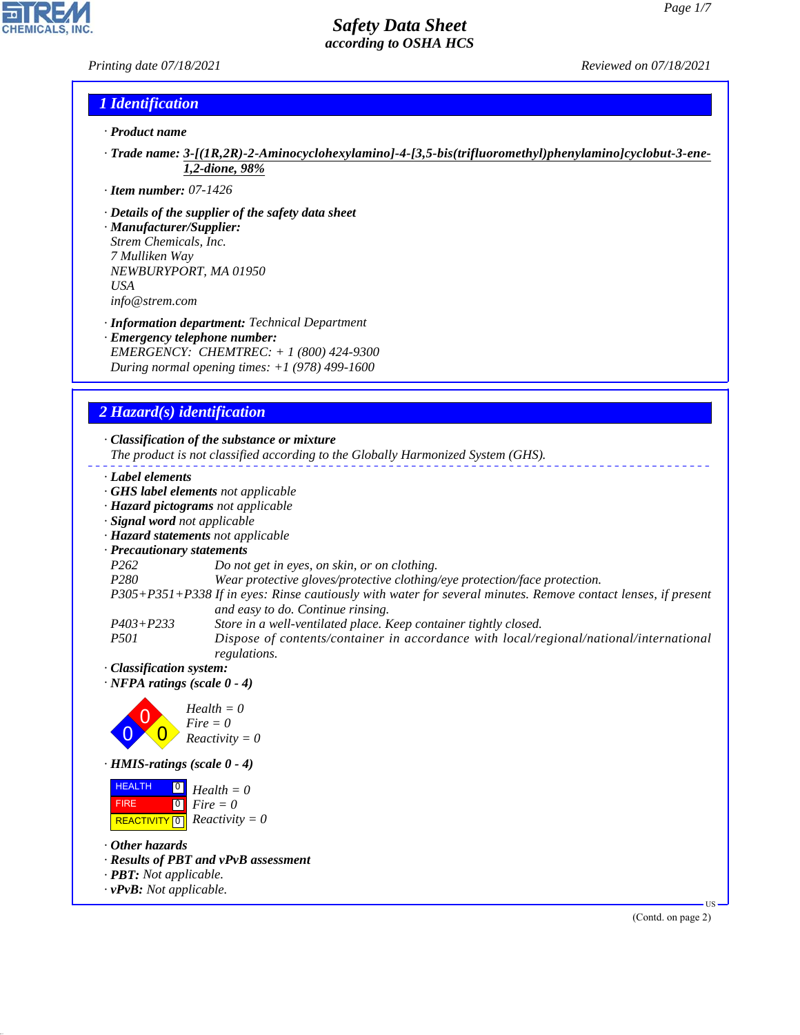# Safety Data Sheet
## according to OSHA HCS

Printing date 07/18/2021 Reviewed on 07/18/2021

## 1 Identification

· **Product name**

· **Trade name:** **3-[(1R,2R)-2-Aminocyclohexylamino]-4-[3,5-bis(trifluoromethyl)phenylamino]cyclobut-3-ene-1,2-dione, 98%**

· **Item number:** 07-1426

· **Details of the supplier of the safety data sheet**
· **Manufacturer/Supplier:**
Strem Chemicals, Inc.
7 Mulliken Way
NEWBURYPORT, MA 01950
USA
info@strem.com

· **Information department:** Technical Department
· **Emergency telephone number:**
EMERGENCY: CHEMTREC: + 1 (800) 424-9300
During normal opening times: +1 (978) 499-1600

## 2 Hazard(s) identification

· **Classification of the substance or mixture**
The product is not classified according to the Globally Harmonized System (GHS).

· **Label elements**
· **GHS label elements** not applicable
· **Hazard pictograms** not applicable
· **Signal word** not applicable
· **Hazard statements** not applicable
· **Precautionary statements**

| | |
|---|---|
| P262 | Do not get in eyes, on skin, or on clothing. |
| P280 | Wear protective gloves/protective clothing/eye protection/face protection. |
| P305+P351+P338 | If in eyes: Rinse cautiously with water for several minutes. Remove contact lenses, if present and easy to do. Continue rinsing. |
| P403+P233 | Store in a well-ventilated place. Keep container tightly closed. |
| P501 | Dispose of contents/container in accordance with local/regional/national/international regulations. |

· **Classification system:**
· **NFPA ratings (scale 0 - 4)**

Health = 0
Fire = 0
Reactivity = 0

· **HMIS-ratings (scale 0 - 4)**

| | | |
|---|---|---|
| HEALTH | 0 | Health = 0 |
| FIRE | 0 | Fire = 0 |
| REACTIVITY | 0 | Reactivity = 0 |

· **Other hazards**
· **Results of PBT and vPvB assessment**
· **PBT:** Not applicable.
· **vPvB:** Not applicable.

(Contd. on page 2)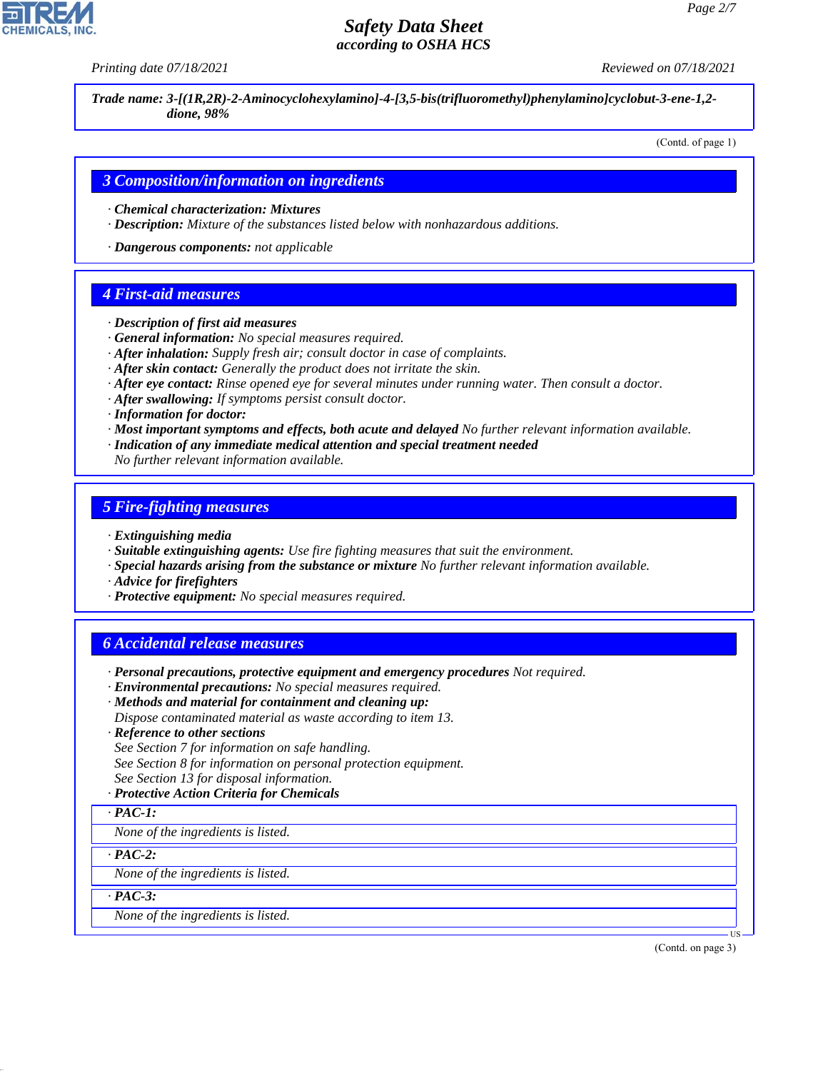**Trade name: 3-[(1R,2R)-2-Aminocyclohexylamino]-4-[3,5-bis(trifluoromethyl)phenylamino]cyclobut-3-ene-1,2-dione, 98%**

(Contd. of page 1)

## 3 Composition/information on ingredients

· **Chemical characterization: Mixtures**
· **Description:** Mixture of the substances listed below with nonhazardous additions.

· **Dangerous components:** not applicable

## 4 First-aid measures

· **Description of first aid measures**
· **General information:** No special measures required.
· **After inhalation:** Supply fresh air; consult doctor in case of complaints.
· **After skin contact:** Generally the product does not irritate the skin.
· **After eye contact:** Rinse opened eye for several minutes under running water. Then consult a doctor.
· **After swallowing:** If symptoms persist consult doctor.
· **Information for doctor:**
· **Most important symptoms and effects, both acute and delayed** No further relevant information available.
· **Indication of any immediate medical attention and special treatment needed**
No further relevant information available.

## 5 Fire-fighting measures

· **Extinguishing media**
· **Suitable extinguishing agents:** Use fire fighting measures that suit the environment.
· **Special hazards arising from the substance or mixture** No further relevant information available.
· **Advice for firefighters**
· **Protective equipment:** No special measures required.

## 6 Accidental release measures

· **Personal precautions, protective equipment and emergency procedures** Not required.
· **Environmental precautions:** No special measures required.
· **Methods and material for containment and cleaning up:**
Dispose contaminated material as waste according to item 13.
· **Reference to other sections**
See Section 7 for information on safe handling.
See Section 8 for information on personal protection equipment.
See Section 13 for disposal information.
· **Protective Action Criteria for Chemicals**

· **PAC-1:**

None of the ingredients is listed.

· **PAC-2:**

None of the ingredients is listed.

· **PAC-3:**

None of the ingredients is listed.

(Contd. on page 3)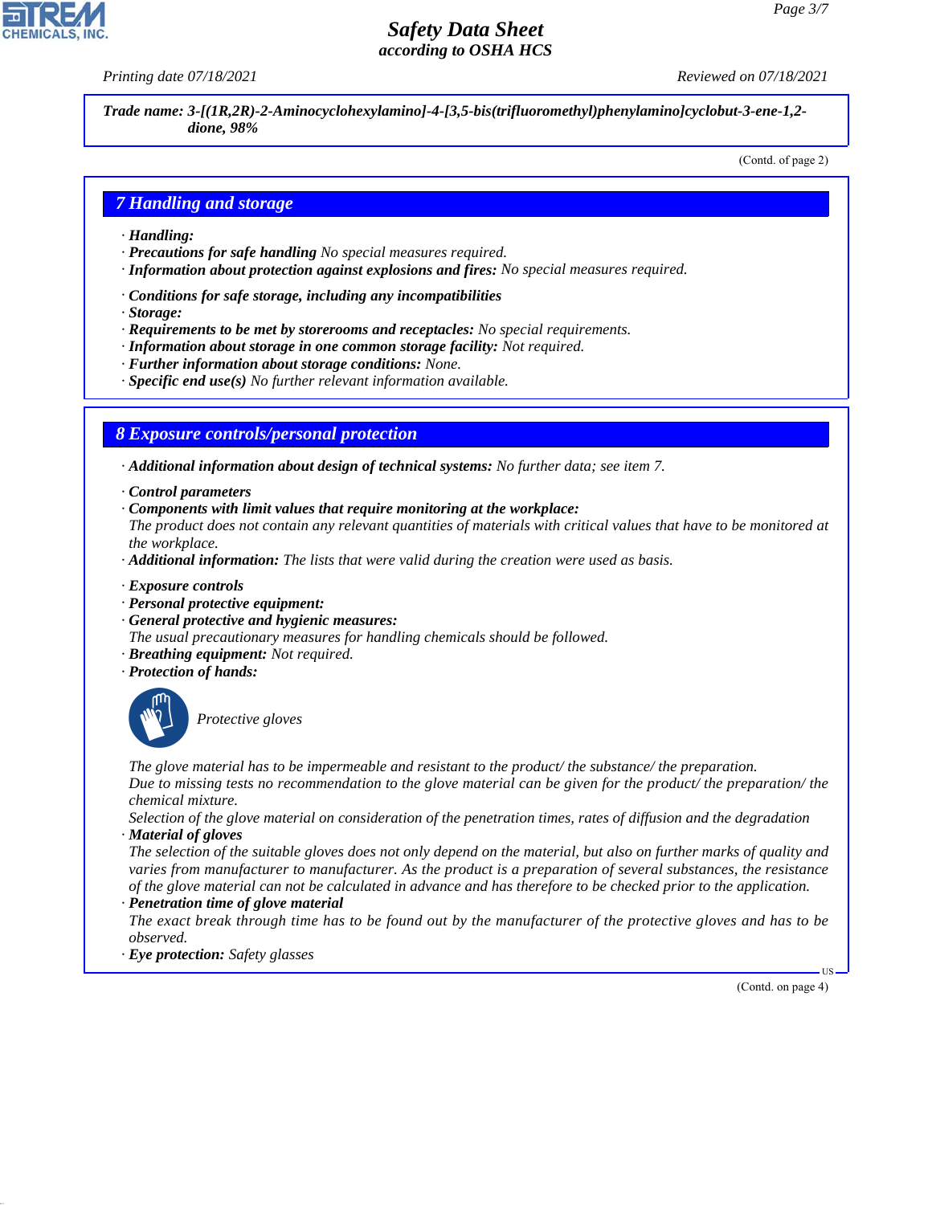**Trade name: 3-[(1R,2R)-2-Aminocyclohexylamino]-4-[3,5-bis(trifluoromethyl)phenylamino]cyclobut-3-ene-1,2-dione, 98%**

(Contd. of page 2)

## 7 Handling and storage

· **Handling:**
· **Precautions for safe handling** No special measures required.
· **Information about protection against explosions and fires:** No special measures required.

· **Conditions for safe storage, including any incompatibilities**
· **Storage:**
· **Requirements to be met by storerooms and receptacles:** No special requirements.
· **Information about storage in one common storage facility:** Not required.
· **Further information about storage conditions:** None.
· **Specific end use(s)** No further relevant information available.

## 8 Exposure controls/personal protection

· **Additional information about design of technical systems:** No further data; see item 7.

· **Control parameters**
· **Components with limit values that require monitoring at the workplace:**
The product does not contain any relevant quantities of materials with critical values that have to be monitored at the workplace.
· **Additional information:** The lists that were valid during the creation were used as basis.

· **Exposure controls**
· **Personal protective equipment:**
· **General protective and hygienic measures:**
The usual precautionary measures for handling chemicals should be followed.
· **Breathing equipment:** Not required.
· **Protection of hands:**

Protective gloves

The glove material has to be impermeable and resistant to the product/ the substance/ the preparation.
Due to missing tests no recommendation to the glove material can be given for the product/ the preparation/ the chemical mixture.
Selection of the glove material on consideration of the penetration times, rates of diffusion and the degradation
· **Material of gloves**
The selection of the suitable gloves does not only depend on the material, but also on further marks of quality and varies from manufacturer to manufacturer. As the product is a preparation of several substances, the resistance of the glove material can not be calculated in advance and has therefore to be checked prior to the application.
· **Penetration time of glove material**
The exact break through time has to be found out by the manufacturer of the protective gloves and has to be observed.
· **Eye protection:** Safety glasses

(Contd. on page 4)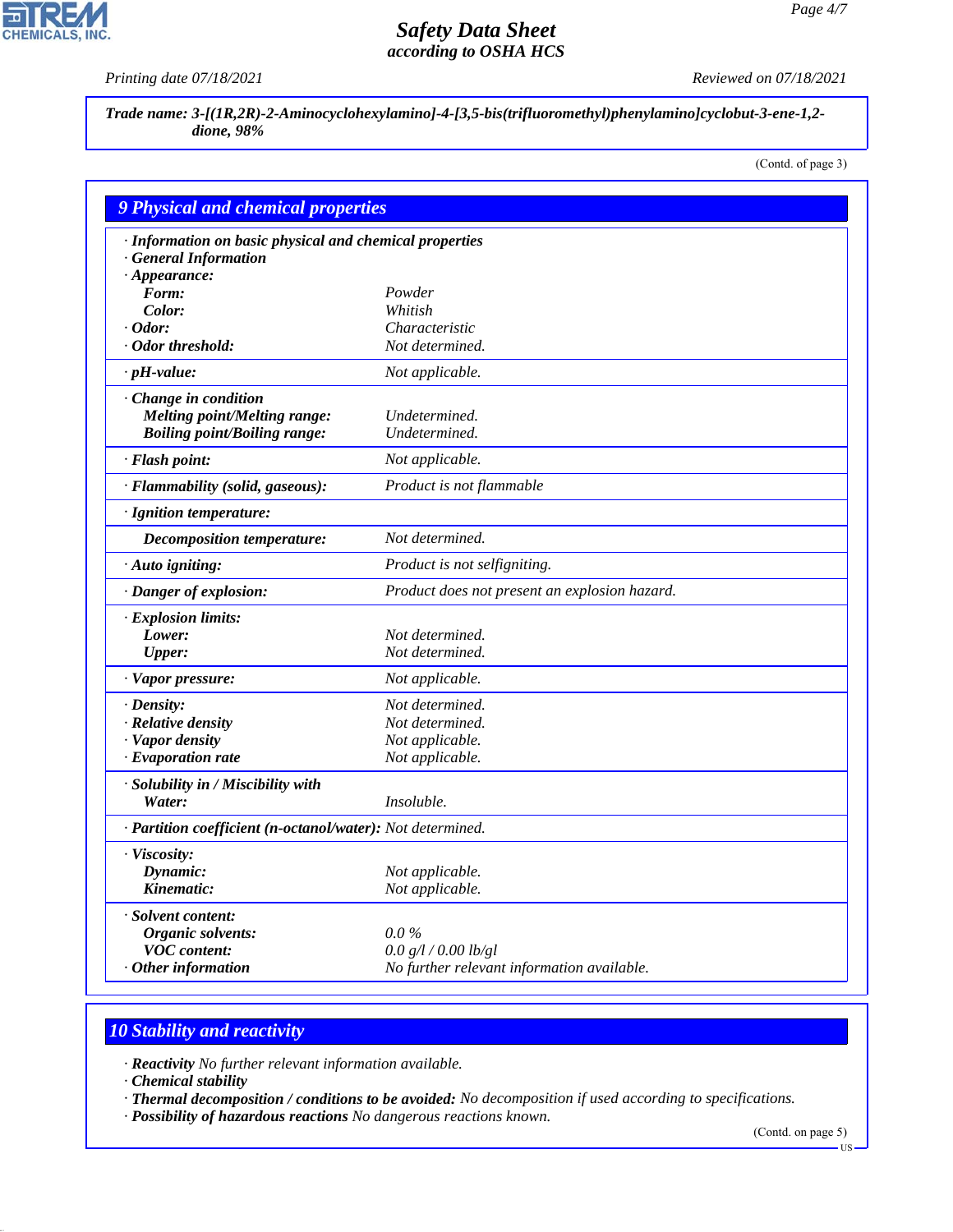**Trade name: 3-[(1R,2R)-2-Aminocyclohexylamino]-4-[3,5-bis(trifluoromethyl)phenylamino]cyclobut-3-ene-1,2-dione, 98%**

(Contd. of page 3)

## 9 Physical and chemical properties

· **Information on basic physical and chemical properties**
· **General Information**
· **Appearance:**

| | |
|---|---|
| **Form:** | Powder |
| **Color:** | Whitish |
| · **Odor:** | Characteristic |
| · **Odor threshold:** | Not determined. |
| · **pH-value:** | Not applicable. |
| · **Change in condition** | |
| **Melting point/Melting range:** | Undetermined. |
| **Boiling point/Boiling range:** | Undetermined. |
| · **Flash point:** | Not applicable. |
| · **Flammability (solid, gaseous):** | Product is not flammable |
| · **Ignition temperature:** | |
| **Decomposition temperature:** | Not determined. |
| · **Auto igniting:** | Product is not selfigniting. |
| · **Danger of explosion:** | Product does not present an explosion hazard. |
| · **Explosion limits:** | |
| **Lower:** | Not determined. |
| **Upper:** | Not determined. |
| · **Vapor pressure:** | Not applicable. |
| · **Density:** | Not determined. |
| · **Relative density** | Not determined. |
| · **Vapor density** | Not applicable. |
| · **Evaporation rate** | Not applicable. |
| · **Solubility in / Miscibility with** | |
| **Water:** | Insoluble. |
| · **Partition coefficient (n-octanol/water):** | Not determined. |
| · **Viscosity:** | |
| **Dynamic:** | Not applicable. |
| **Kinematic:** | Not applicable. |
| · **Solvent content:** | |
| **Organic solvents:** | 0.0 % |
| **VOC content:** | 0.0 g/l / 0.00 lb/gl |
| · **Other information** | No further relevant information available. |

## 10 Stability and reactivity

· **Reactivity** No further relevant information available.
· **Chemical stability**
· **Thermal decomposition / conditions to be avoided:** No decomposition if used according to specifications.
· **Possibility of hazardous reactions** No dangerous reactions known.

(Contd. on page 5)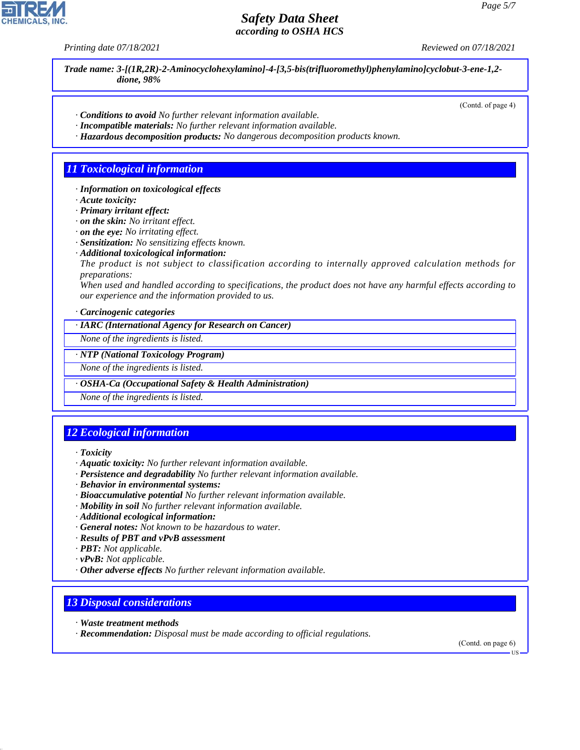**Trade name: 3-[(1R,2R)-2-Aminocyclohexylamino]-4-[3,5-bis(trifluoromethyl)phenylamino]cyclobut-3-ene-1,2-dione, 98%**

(Contd. of page 4)

· **Conditions to avoid** No further relevant information available.
· **Incompatible materials:** No further relevant information available.
· **Hazardous decomposition products:** No dangerous decomposition products known.

## 11 Toxicological information

· **Information on toxicological effects**
· **Acute toxicity:**
· **Primary irritant effect:**
· **on the skin:** No irritant effect.
· **on the eye:** No irritating effect.
· **Sensitization:** No sensitizing effects known.
· **Additional toxicological information:**
The product is not subject to classification according to internally approved calculation methods for preparations:
When used and handled according to specifications, the product does not have any harmful effects according to our experience and the information provided to us.

· **Carcinogenic categories**

· **IARC (International Agency for Research on Cancer)**
None of the ingredients is listed.

· **NTP (National Toxicology Program)**
None of the ingredients is listed.

· **OSHA-Ca (Occupational Safety & Health Administration)**
None of the ingredients is listed.

## 12 Ecological information

· **Toxicity**
· **Aquatic toxicity:** No further relevant information available.
· **Persistence and degradability** No further relevant information available.
· **Behavior in environmental systems:**
· **Bioaccumulative potential** No further relevant information available.
· **Mobility in soil** No further relevant information available.
· **Additional ecological information:**
· **General notes:** Not known to be hazardous to water.
· **Results of PBT and vPvB assessment**
· **PBT:** Not applicable.
· **vPvB:** Not applicable.
· **Other adverse effects** No further relevant information available.

## 13 Disposal considerations

· **Waste treatment methods**
· **Recommendation:** Disposal must be made according to official regulations.

(Contd. on page 6)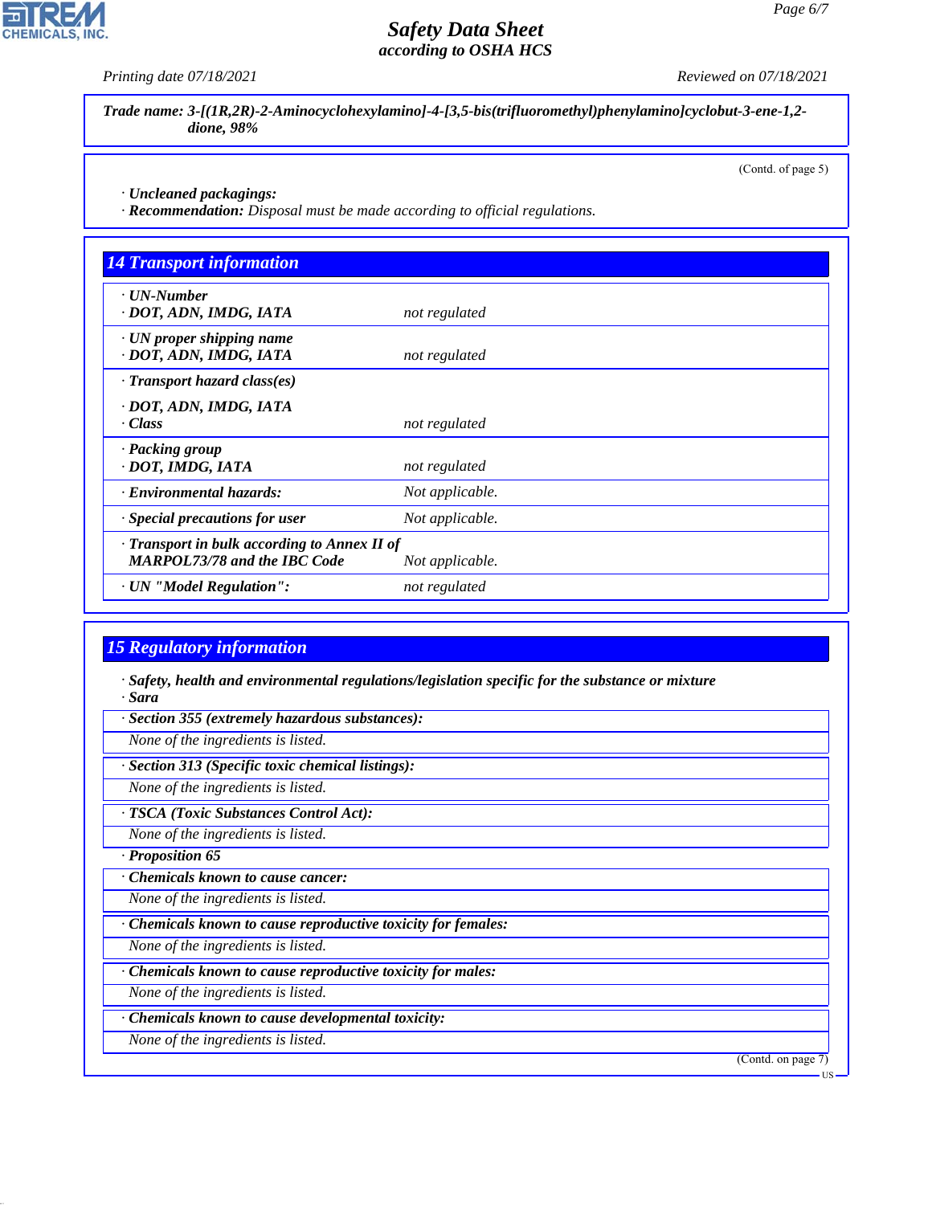Trade name: 3-[(1R,2R)-2-Aminocyclohexylamino]-4-[3,5-bis(trifluoromethyl)phenylamino]cyclobut-3-ene-1,2-dione, 98%

(Contd. of page 5)

· **Uncleaned packagings:**
· **Recommendation:** Disposal must be made according to official regulations.

## 14 Transport information

| | |
|---|---|
| · **UN-Number**<br>· **DOT, ADN, IMDG, IATA** | not regulated |
| · **UN proper shipping name**<br>· **DOT, ADN, IMDG, IATA** | not regulated |
| · **Transport hazard class(es)**<br>· **DOT, ADN, IMDG, IATA**<br>· **Class** | not regulated |
| · **Packing group**<br>· **DOT, IMDG, IATA** | not regulated |
| · **Environmental hazards:** | Not applicable. |
| · **Special precautions for user** | Not applicable. |
| · **Transport in bulk according to Annex II of MARPOL73/78 and the IBC Code** | Not applicable. |
| · **UN "Model Regulation":** | not regulated |

## 15 Regulatory information

· **Safety, health and environmental regulations/legislation specific for the substance or mixture**
· **Sara**

· **Section 355 (extremely hazardous substances):**
None of the ingredients is listed.

· **Section 313 (Specific toxic chemical listings):**
None of the ingredients is listed.

· **TSCA (Toxic Substances Control Act):**
None of the ingredients is listed.

· **Proposition 65**

· **Chemicals known to cause cancer:**
None of the ingredients is listed.

· **Chemicals known to cause reproductive toxicity for females:**
None of the ingredients is listed.

· **Chemicals known to cause reproductive toxicity for males:**
None of the ingredients is listed.

· **Chemicals known to cause developmental toxicity:**
None of the ingredients is listed.

(Contd. on page 7)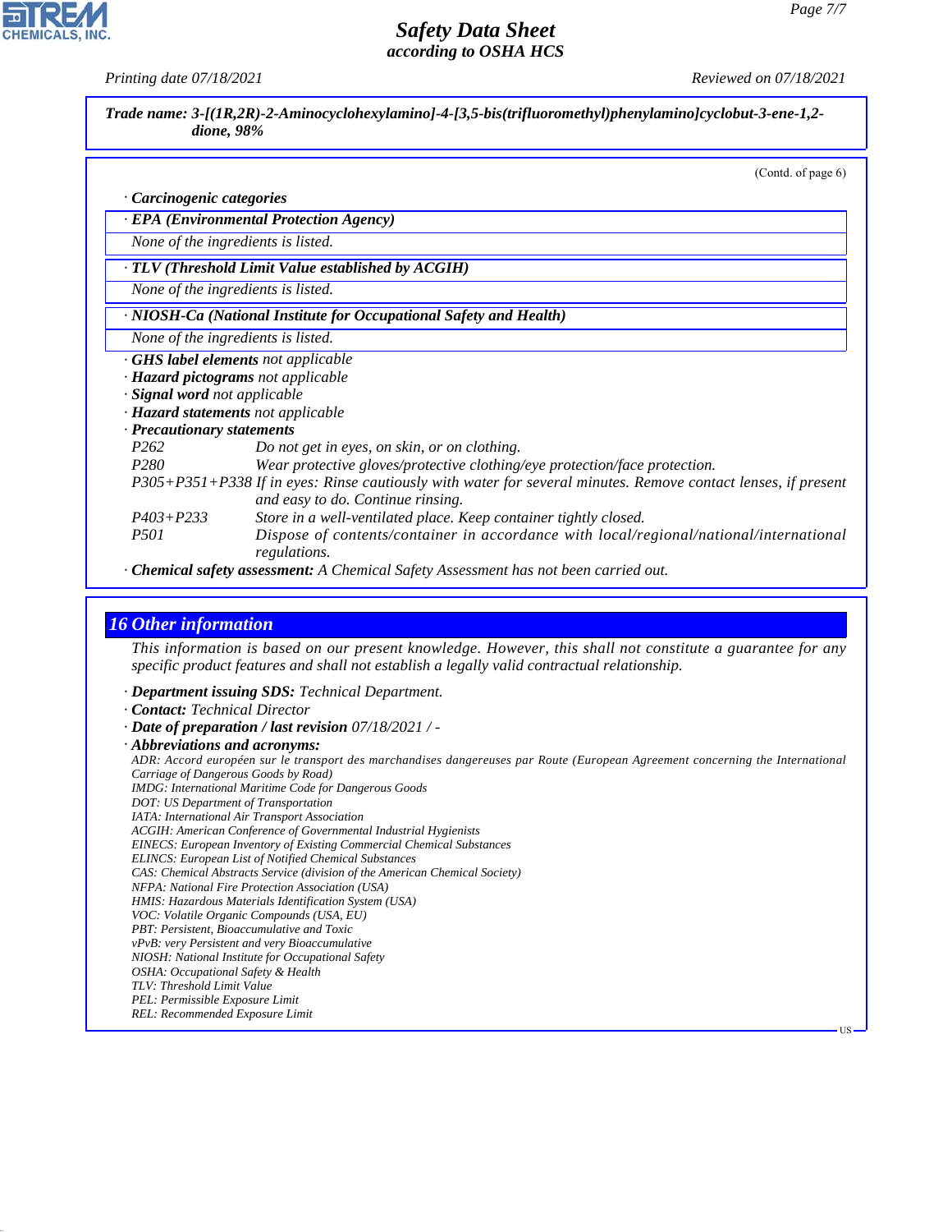**Trade name: 3-[(1R,2R)-2-Aminocyclohexylamino]-4-[3,5-bis(trifluoromethyl)phenylamino]cyclobut-3-ene-1,2-dione, 98%**

(Contd. of page 6)

· **Carcinogenic categories**

· **EPA (Environmental Protection Agency)**

None of the ingredients is listed.

· **TLV (Threshold Limit Value established by ACGIH)**

None of the ingredients is listed.

· **NIOSH-Ca (National Institute for Occupational Safety and Health)**

None of the ingredients is listed.

· **GHS label elements** not applicable
· **Hazard pictograms** not applicable
· **Signal word** not applicable
· **Hazard statements** not applicable
· **Precautionary statements**

| | |
|---|---|
| P262 | Do not get in eyes, on skin, or on clothing. |
| P280 | Wear protective gloves/protective clothing/eye protection/face protection. |
| P305+P351+P338 | If in eyes: Rinse cautiously with water for several minutes. Remove contact lenses, if present and easy to do. Continue rinsing. |
| P403+P233 | Store in a well-ventilated place. Keep container tightly closed. |
| P501 | Dispose of contents/container in accordance with local/regional/national/international regulations. |

· **Chemical safety assessment:** A Chemical Safety Assessment has not been carried out.

## 16 Other information

This information is based on our present knowledge. However, this shall not constitute a guarantee for any specific product features and shall not establish a legally valid contractual relationship.

· **Department issuing SDS:** Technical Department.
· **Contact:** Technical Director
· **Date of preparation / last revision** 07/18/2021 / -
· **Abbreviations and acronyms:**

ADR: Accord européen sur le transport des marchandises dangereuses par Route (European Agreement concerning the International Carriage of Dangerous Goods by Road)
IMDG: International Maritime Code for Dangerous Goods
DOT: US Department of Transportation
IATA: International Air Transport Association
ACGIH: American Conference of Governmental Industrial Hygienists
EINECS: European Inventory of Existing Commercial Chemical Substances
ELINCS: European List of Notified Chemical Substances
CAS: Chemical Abstracts Service (division of the American Chemical Society)
NFPA: National Fire Protection Association (USA)
HMIS: Hazardous Materials Identification System (USA)
VOC: Volatile Organic Compounds (USA, EU)
PBT: Persistent, Bioaccumulative and Toxic
vPvB: very Persistent and very Bioaccumulative
NIOSH: National Institute for Occupational Safety
OSHA: Occupational Safety & Health
TLV: Threshold Limit Value
PEL: Permissible Exposure Limit
REL: Recommended Exposure Limit